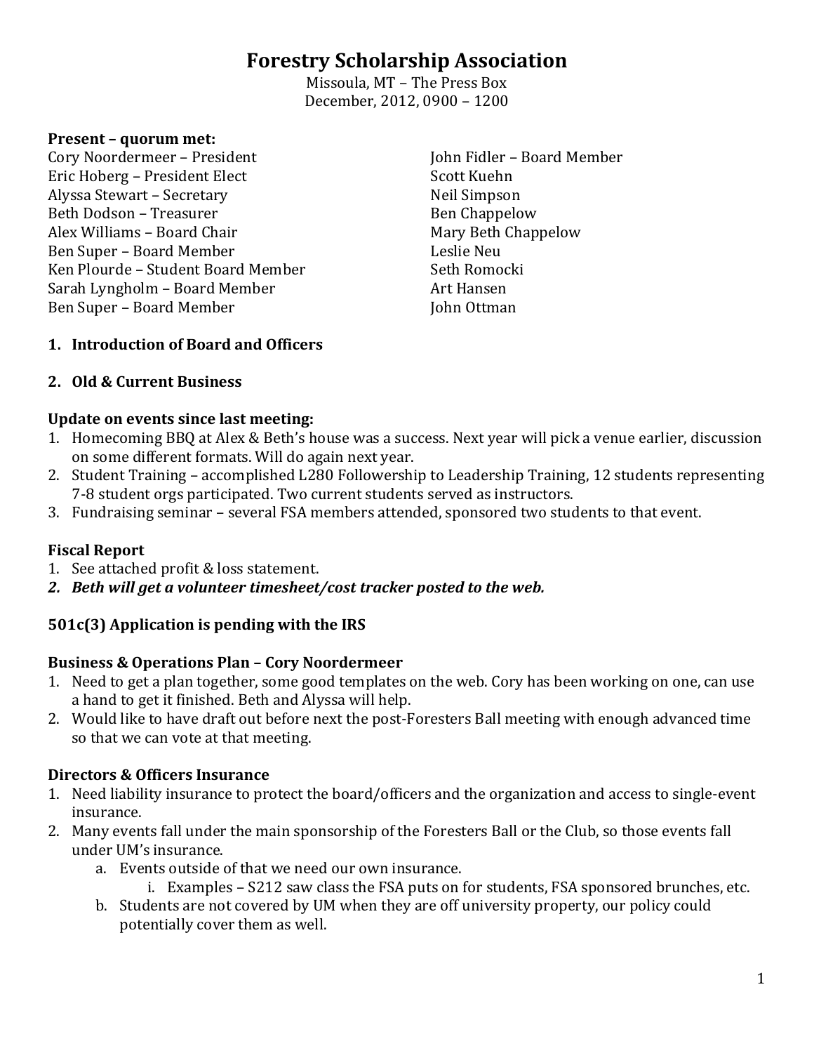# Forestry Scholarship Association

Missoula, MT – The Press Box
December, 2012, 0900 – 1200

**Present – quorum met:**

Cory Noordermeer – President
Eric Hoberg – President Elect
Alyssa Stewart – Secretary
Beth Dodson – Treasurer
Alex Williams – Board Chair
Ben Super – Board Member
Ken Plourde – Student Board Member
Sarah Lyngholm – Board Member
Ben Super – Board Member
John Fidler – Board Member
Scott Kuehn
Neil Simpson
Ben Chappelow
Mary Beth Chappelow
Leslie Neu
Seth Romocki
Art Hansen
John Ottman

1. **Introduction of Board and Officers**

2. **Old & Current Business**

**Update on events since last meeting:**

1. Homecoming BBQ at Alex & Beth's house was a success. Next year will pick a venue earlier, discussion on some different formats. Will do again next year.
2. Student Training – accomplished L280 Followership to Leadership Training, 12 students representing 7-8 student orgs participated. Two current students served as instructors.
3. Fundraising seminar – several FSA members attended, sponsored two students to that event.

**Fiscal Report**

1. See attached profit & loss statement.
2. ***Beth will get a volunteer timesheet/cost tracker posted to the web.***

**501c(3) Application is pending with the IRS**

**Business & Operations Plan – Cory Noordermeer**

1. Need to get a plan together, some good templates on the web. Cory has been working on one, can use a hand to get it finished. Beth and Alyssa will help.
2. Would like to have draft out before next the post-Foresters Ball meeting with enough advanced time so that we can vote at that meeting.

**Directors & Officers Insurance**

1. Need liability insurance to protect the board/officers and the organization and access to single-event insurance.
2. Many events fall under the main sponsorship of the Foresters Ball or the Club, so those events fall under UM's insurance.
   a. Events outside of that we need our own insurance.
      i. Examples – S212 saw class the FSA puts on for students, FSA sponsored brunches, etc.
   b. Students are not covered by UM when they are off university property, our policy could potentially cover them as well.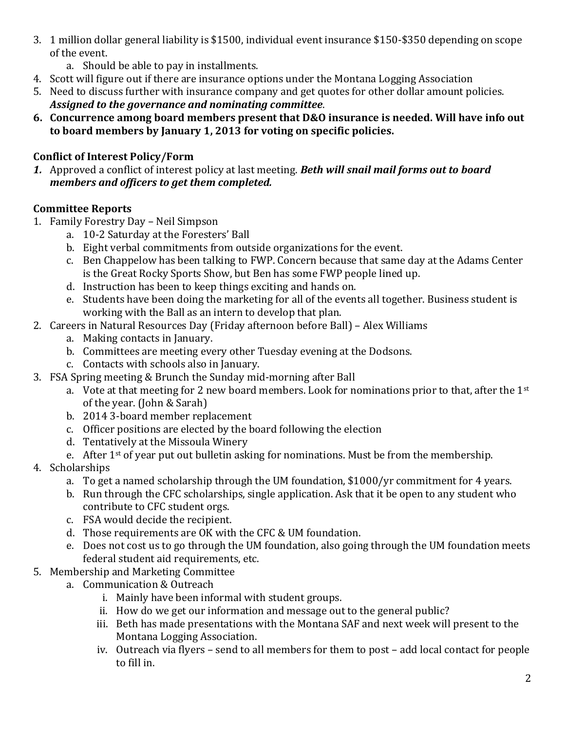3. 1 million dollar general liability is $1500, individual event insurance $150-$350 depending on scope of the event.
    a. Should be able to pay in installments.
4. Scott will figure out if there are insurance options under the Montana Logging Association
5. Need to discuss further with insurance company and get quotes for other dollar amount policies. ***Assigned to the governance and nominating committee***.
6. **Concurrence among board members present that D&O insurance is needed. Will have info out to board members by January 1, 2013 for voting on specific policies.**

**Conflict of Interest Policy/Form**

1. Approved a conflict of interest policy at last meeting. ***Beth will snail mail forms out to board members and officers to get them completed.***

**Committee Reports**

1. Family Forestry Day – Neil Simpson
    a. 10-2 Saturday at the Foresters' Ball
    b. Eight verbal commitments from outside organizations for the event.
    c. Ben Chappelow has been talking to FWP. Concern because that same day at the Adams Center is the Great Rocky Sports Show, but Ben has some FWP people lined up.
    d. Instruction has been to keep things exciting and hands on.
    e. Students have been doing the marketing for all of the events all together. Business student is working with the Ball as an intern to develop that plan.
2. Careers in Natural Resources Day (Friday afternoon before Ball) – Alex Williams
    a. Making contacts in January.
    b. Committees are meeting every other Tuesday evening at the Dodsons.
    c. Contacts with schools also in January.
3. FSA Spring meeting & Brunch the Sunday mid-morning after Ball
    a. Vote at that meeting for 2 new board members. Look for nominations prior to that, after the 1st of the year. (John & Sarah)
    b. 2014 3-board member replacement
    c. Officer positions are elected by the board following the election
    d. Tentatively at the Missoula Winery
    e. After 1st of year put out bulletin asking for nominations. Must be from the membership.
4. Scholarships
    a. To get a named scholarship through the UM foundation, $1000/yr commitment for 4 years.
    b. Run through the CFC scholarships, single application. Ask that it be open to any student who contribute to CFC student orgs.
    c. FSA would decide the recipient.
    d. Those requirements are OK with the CFC & UM foundation.
    e. Does not cost us to go through the UM foundation, also going through the UM foundation meets federal student aid requirements, etc.
5. Membership and Marketing Committee
    a. Communication & Outreach
        i. Mainly have been informal with student groups.
        ii. How do we get our information and message out to the general public?
        iii. Beth has made presentations with the Montana SAF and next week will present to the Montana Logging Association.
        iv. Outreach via flyers – send to all members for them to post – add local contact for people to fill in.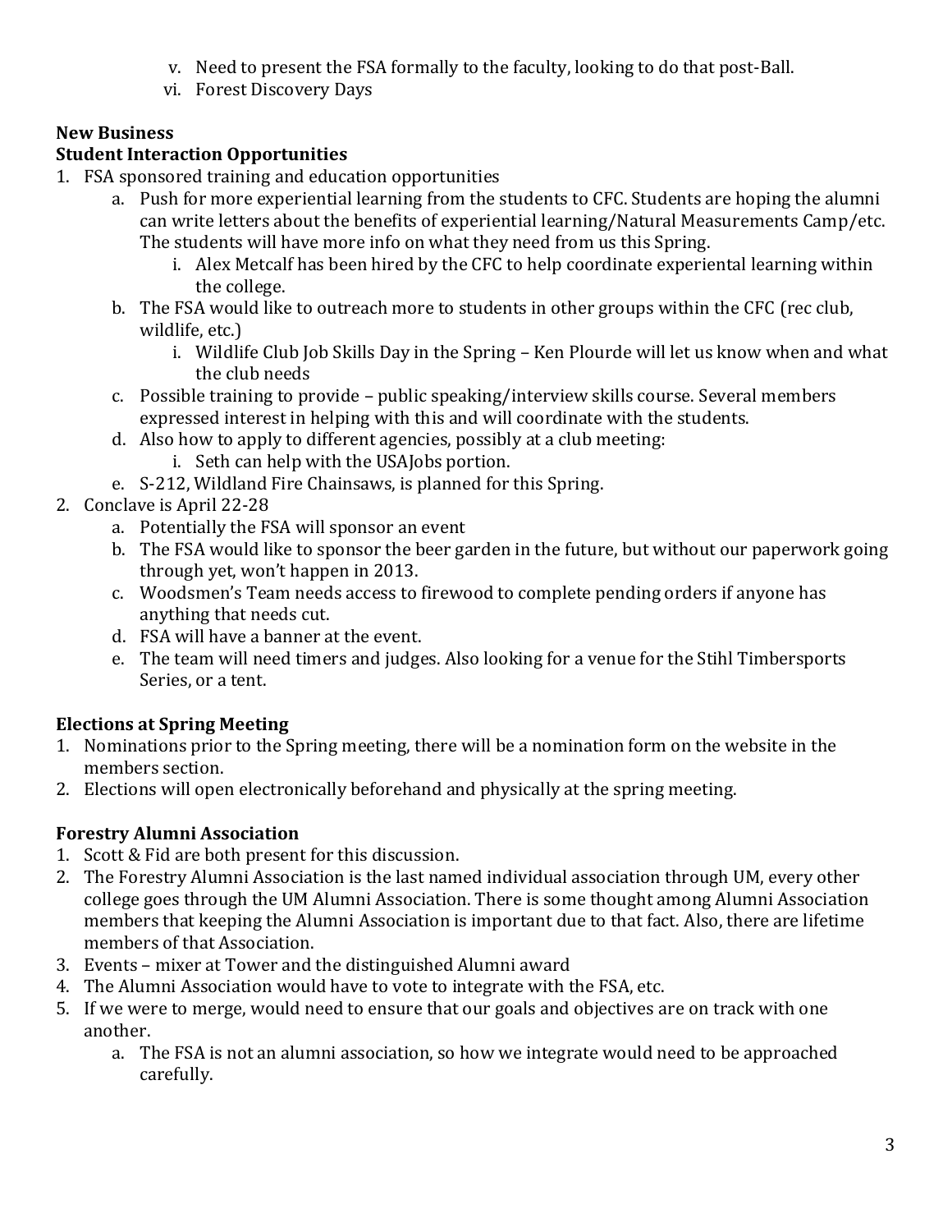v. Need to present the FSA formally to the faculty, looking to do that post-Ball.
vi. Forest Discovery Days

**New Business**

**Student Interaction Opportunities**

1. FSA sponsored training and education opportunities
   a. Push for more experiential learning from the students to CFC. Students are hoping the alumni can write letters about the benefits of experiential learning/Natural Measurements Camp/etc. The students will have more info on what they need from us this Spring.
      i. Alex Metcalf has been hired by the CFC to help coordinate experiental learning within the college.
   b. The FSA would like to outreach more to students in other groups within the CFC (rec club, wildlife, etc.)
      i. Wildlife Club Job Skills Day in the Spring – Ken Plourde will let us know when and what the club needs
   c. Possible training to provide – public speaking/interview skills course. Several members expressed interest in helping with this and will coordinate with the students.
   d. Also how to apply to different agencies, possibly at a club meeting:
      i. Seth can help with the USAJobs portion.
   e. S-212, Wildland Fire Chainsaws, is planned for this Spring.
2. Conclave is April 22-28
   a. Potentially the FSA will sponsor an event
   b. The FSA would like to sponsor the beer garden in the future, but without our paperwork going through yet, won't happen in 2013.
   c. Woodsmen's Team needs access to firewood to complete pending orders if anyone has anything that needs cut.
   d. FSA will have a banner at the event.
   e. The team will need timers and judges. Also looking for a venue for the Stihl Timbersports Series, or a tent.

**Elections at Spring Meeting**

1. Nominations prior to the Spring meeting, there will be a nomination form on the website in the members section.
2. Elections will open electronically beforehand and physically at the spring meeting.

**Forestry Alumni Association**

1. Scott & Fid are both present for this discussion.
2. The Forestry Alumni Association is the last named individual association through UM, every other college goes through the UM Alumni Association. There is some thought among Alumni Association members that keeping the Alumni Association is important due to that fact. Also, there are lifetime members of that Association.
3. Events – mixer at Tower and the distinguished Alumni award
4. The Alumni Association would have to vote to integrate with the FSA, etc.
5. If we were to merge, would need to ensure that our goals and objectives are on track with one another.
   a. The FSA is not an alumni association, so how we integrate would need to be approached carefully.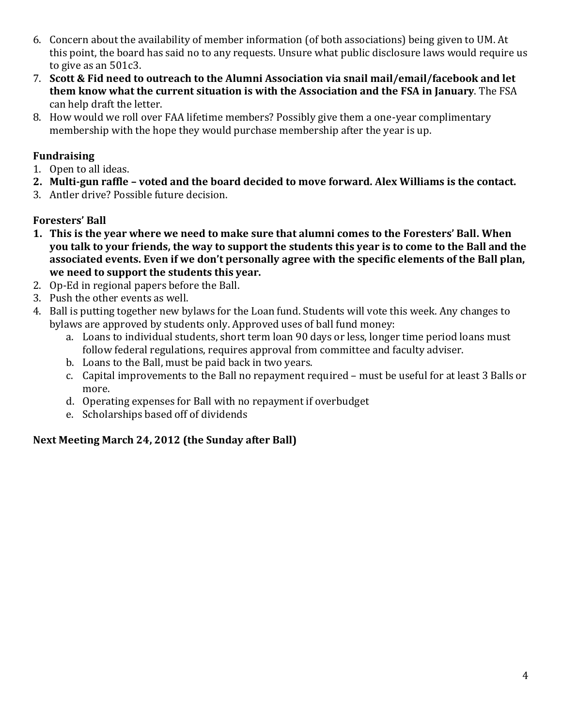6. Concern about the availability of member information (of both associations) being given to UM. At this point, the board has said no to any requests. Unsure what public disclosure laws would require us to give as an 501c3.
7. **Scott & Fid need to outreach to the Alumni Association via snail mail/email/facebook and let them know what the current situation is with the Association and the FSA in January**. The FSA can help draft the letter.
8. How would we roll over FAA lifetime members? Possibly give them a one-year complimentary membership with the hope they would purchase membership after the year is up.

**Fundraising**

1. Open to all ideas.
2. **Multi-gun raffle – voted and the board decided to move forward. Alex Williams is the contact.**
3. Antler drive? Possible future decision.

**Foresters' Ball**

1. **This is the year where we need to make sure that alumni comes to the Foresters' Ball. When you talk to your friends, the way to support the students this year is to come to the Ball and the associated events. Even if we don't personally agree with the specific elements of the Ball plan, we need to support the students this year.**
2. Op-Ed in regional papers before the Ball.
3. Push the other events as well.
4. Ball is putting together new bylaws for the Loan fund. Students will vote this week. Any changes to bylaws are approved by students only. Approved uses of ball fund money:
   a. Loans to individual students, short term loan 90 days or less, longer time period loans must follow federal regulations, requires approval from committee and faculty adviser.
   b. Loans to the Ball, must be paid back in two years.
   c. Capital improvements to the Ball no repayment required – must be useful for at least 3 Balls or more.
   d. Operating expenses for Ball with no repayment if overbudget
   e. Scholarships based off of dividends

**Next Meeting March 24, 2012 (the Sunday after Ball)**